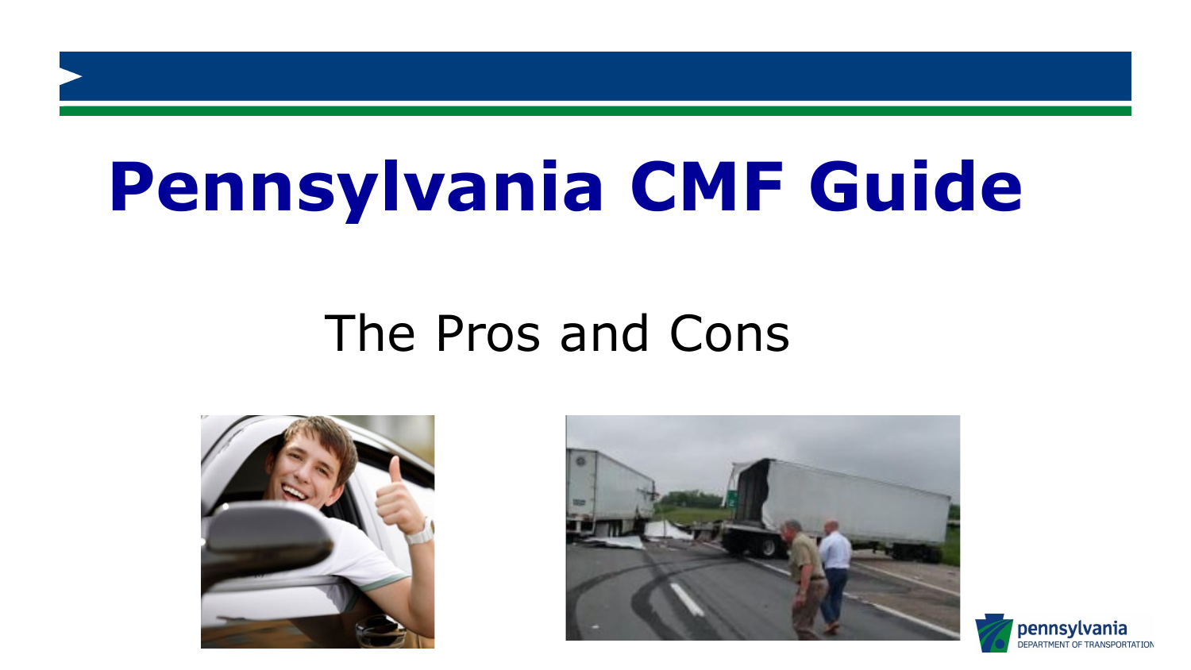# Pennsylvania CMF Guide

## The Pros and Cons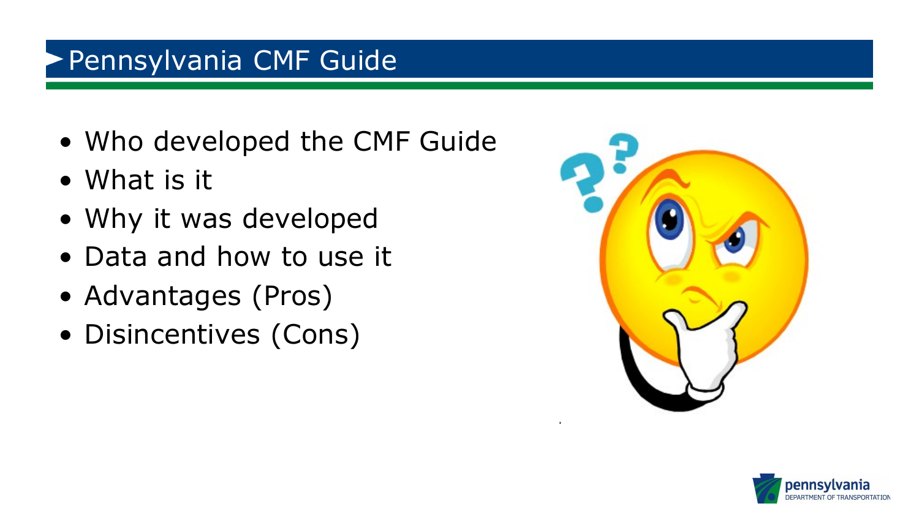# Pennsylvania CMF Guide

- Who developed the CMF Guide
- What is it
- Why it was developed
- Data and how to use it
- Advantages (Pros)
- Disincentives (Cons)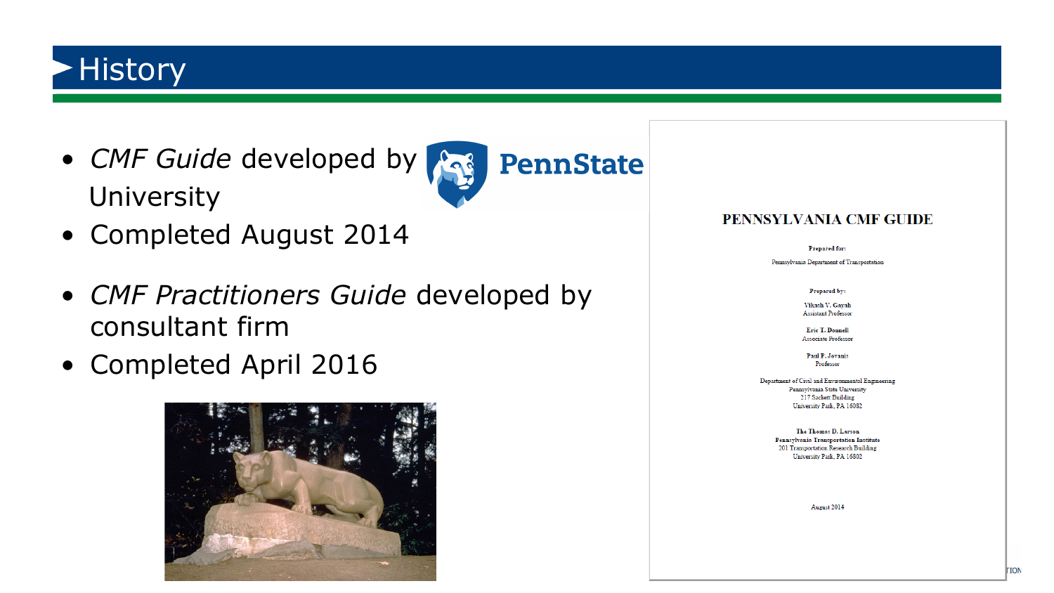# History

- *CMF Guide* developed by PennState University
- Completed August 2014

- *CMF Practitioners Guide* developed by consultant firm
- Completed April 2016

**PENNSYLVANIA CMF GUIDE**

Prepared for:

Pennsylvania Department of Transportation

Prepared by:

Vikash V. Gayah
Assistant Professor

Eric T. Donnell
Associate Professor

Paul P. Jovanis
Professor

Department of Civil and Environmental Engineering
Pennsylvania State University
217 Sackett Building
University Park, PA 16082

The Thomas D. Larson
Pennsylvania Transportation Institute
201 Transportation Research Building
University Park, PA 16802

August 2014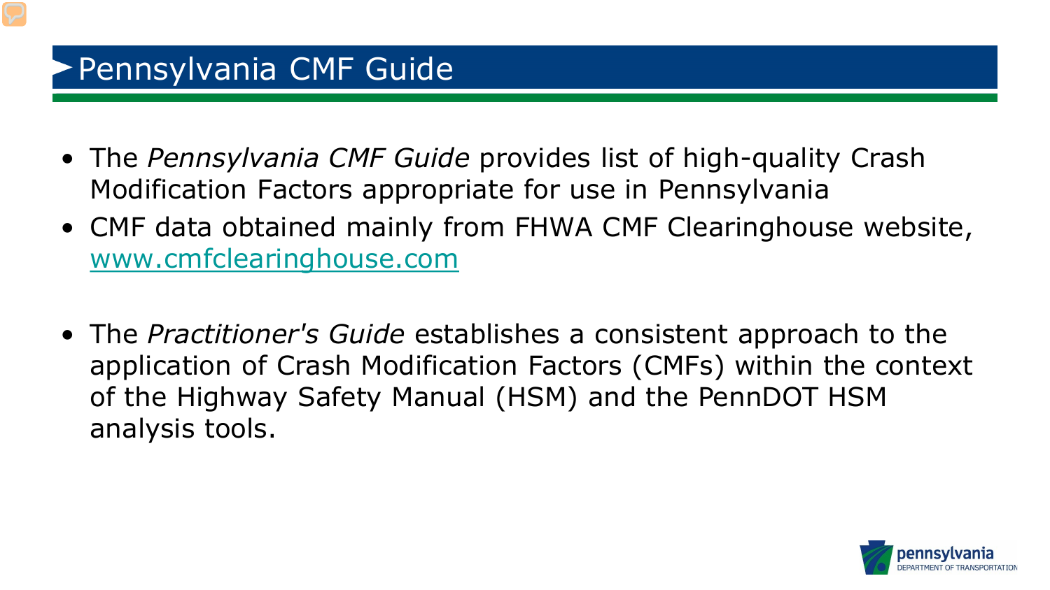# Pennsylvania CMF Guide

- The *Pennsylvania CMF Guide* provides list of high-quality Crash Modification Factors appropriate for use in Pennsylvania
- CMF data obtained mainly from FHWA CMF Clearinghouse website, www.cmfclearinghouse.com
- The *Practitioner's Guide* establishes a consistent approach to the application of Crash Modification Factors (CMFs) within the context of the Highway Safety Manual (HSM) and the PennDOT HSM analysis tools.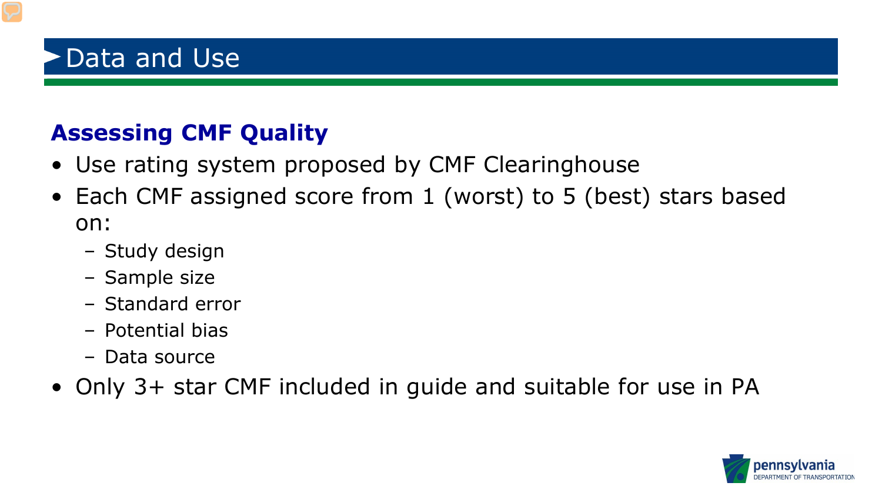# Data and Use

## Assessing CMF Quality

- Use rating system proposed by CMF Clearinghouse
- Each CMF assigned score from 1 (worst) to 5 (best) stars based on:
  - Study design
  - Sample size
  - Standard error
  - Potential bias
  - Data source
- Only 3+ star CMF included in guide and suitable for use in PA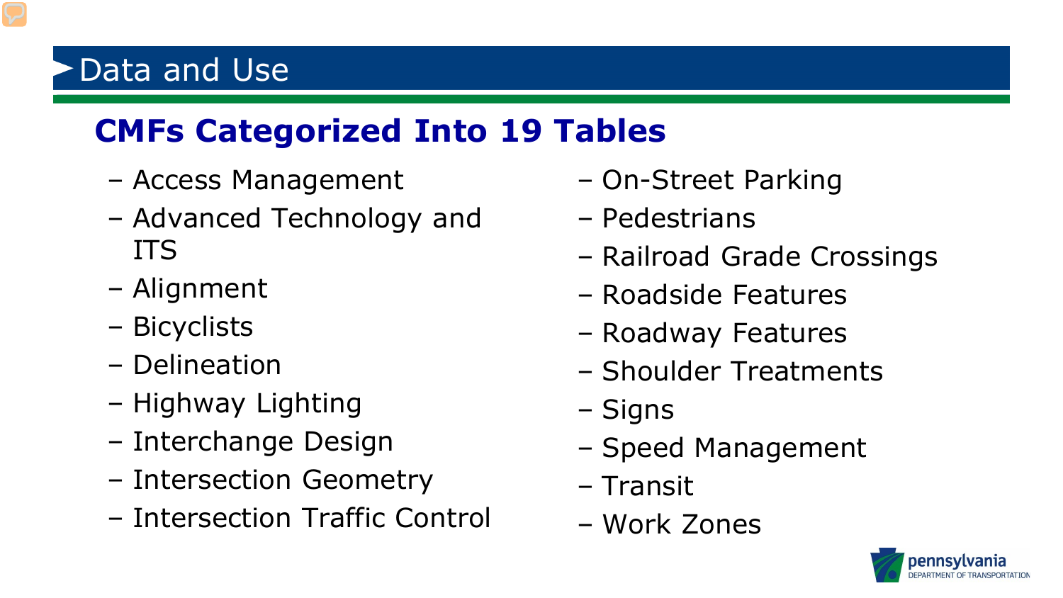# Data and Use

## CMFs Categorized Into 19 Tables

- Access Management
- Advanced Technology and ITS
- Alignment
- Bicyclists
- Delineation
- Highway Lighting
- Interchange Design
- Intersection Geometry
- Intersection Traffic Control
- On-Street Parking
- Pedestrians
- Railroad Grade Crossings
- Roadside Features
- Roadway Features
- Shoulder Treatments
- Signs
- Speed Management
- Transit
- Work Zones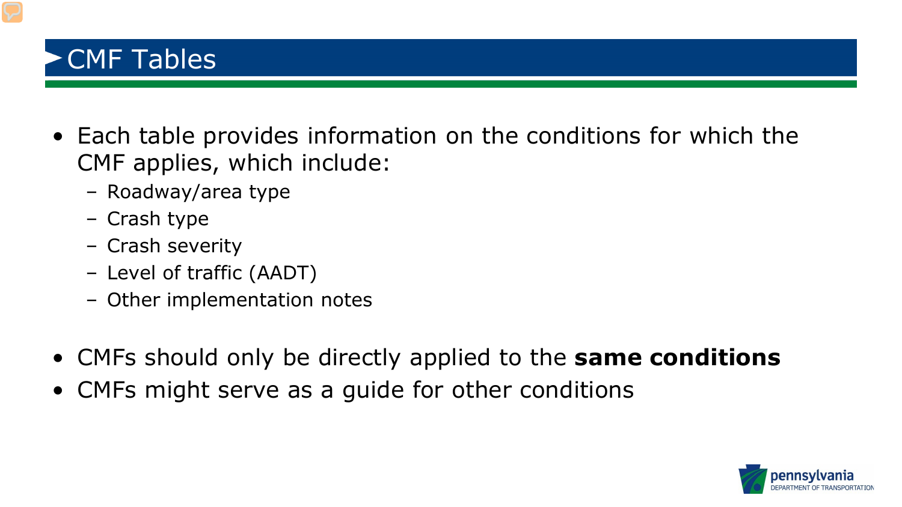# CMF Tables

- Each table provides information on the conditions for which the CMF applies, which include:
  - Roadway/area type
  - Crash type
  - Crash severity
  - Level of traffic (AADT)
  - Other implementation notes
- CMFs should only be directly applied to the **same conditions**
- CMFs might serve as a guide for other conditions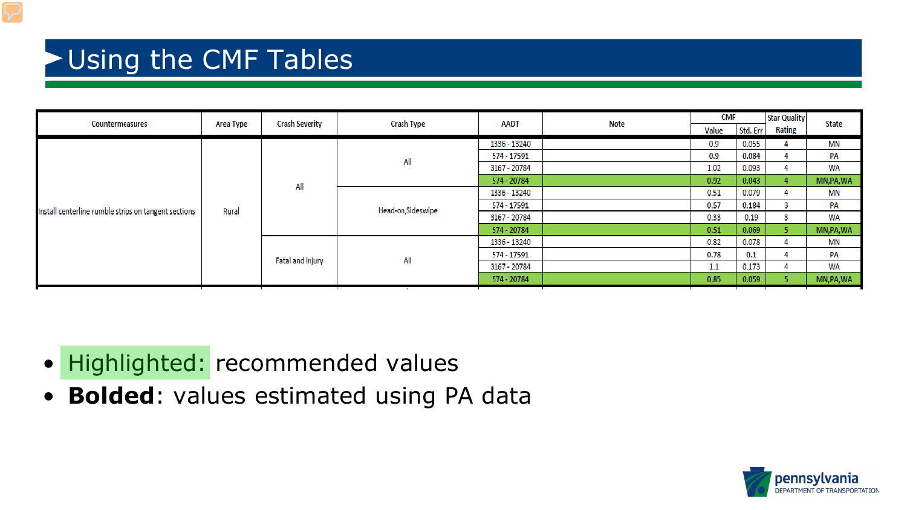# Using the CMF Tables

| Countermeasures | Area Type | Crash Severity | Crash Type | AADT | Note | CMF | | Star Quality Rating | State |
|---|---|---|---|---|---|---|---|---|---|
| | | | | | | Value | Std. Err | | |
| Install centerline rumble strips on tangent sections | Rural | All | All | 1336 - 13240 | | 0.9 | 0.055 | 4 | MN |
| | | | | **574 - 17591** | | **0.9** | **0.084** | **4** | **PA** |
| | | | | 3167 - 20784 | | 1.02 | 0.093 | 4 | WA |
| | | | | 574 - 20784 | | 0.92 | 0.043 | 4 | MN,PA,WA |
| | | | Head-on,Sideswipe | 1336 - 13240 | | 0.51 | 0.079 | 4 | MN |
| | | | | **574 - 17591** | | **0.57** | **0.184** | **3** | **PA** |
| | | | | 3167 - 20784 | | 0.33 | 0.19 | 3 | WA |
| | | | | **574 - 20784** | | **0.51** | **0.069** | **5** | **MN,PA,WA** |
| | | Fatal and injury | All | 1336 - 13240 | | 0.82 | 0.078 | 4 | MN |
| | | | | **574 - 17591** | | **0.78** | **0.1** | **4** | **PA** |
| | | | | 3167 - 20784 | | 1.1 | 0.173 | 4 | WA |
| | | | | **574 - 20784** | | **0.85** | **0.059** | **5** | **MN,PA,WA** |

- Highlighted: recommended values
- **Bolded**: values estimated using PA data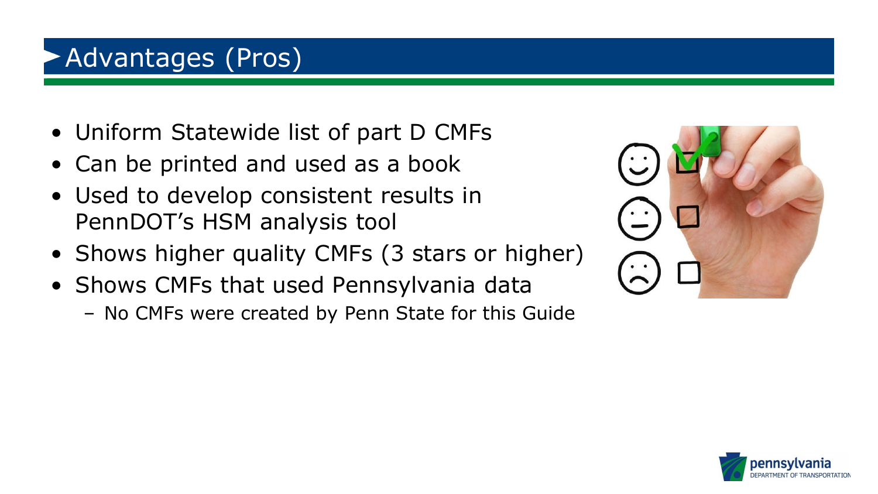# Advantages (Pros)

- Uniform Statewide list of part D CMFs
- Can be printed and used as a book
- Used to develop consistent results in PennDOT's HSM analysis tool
- Shows higher quality CMFs (3 stars or higher)
- Shows CMFs that used Pennsylvania data
  - No CMFs were created by Penn State for this Guide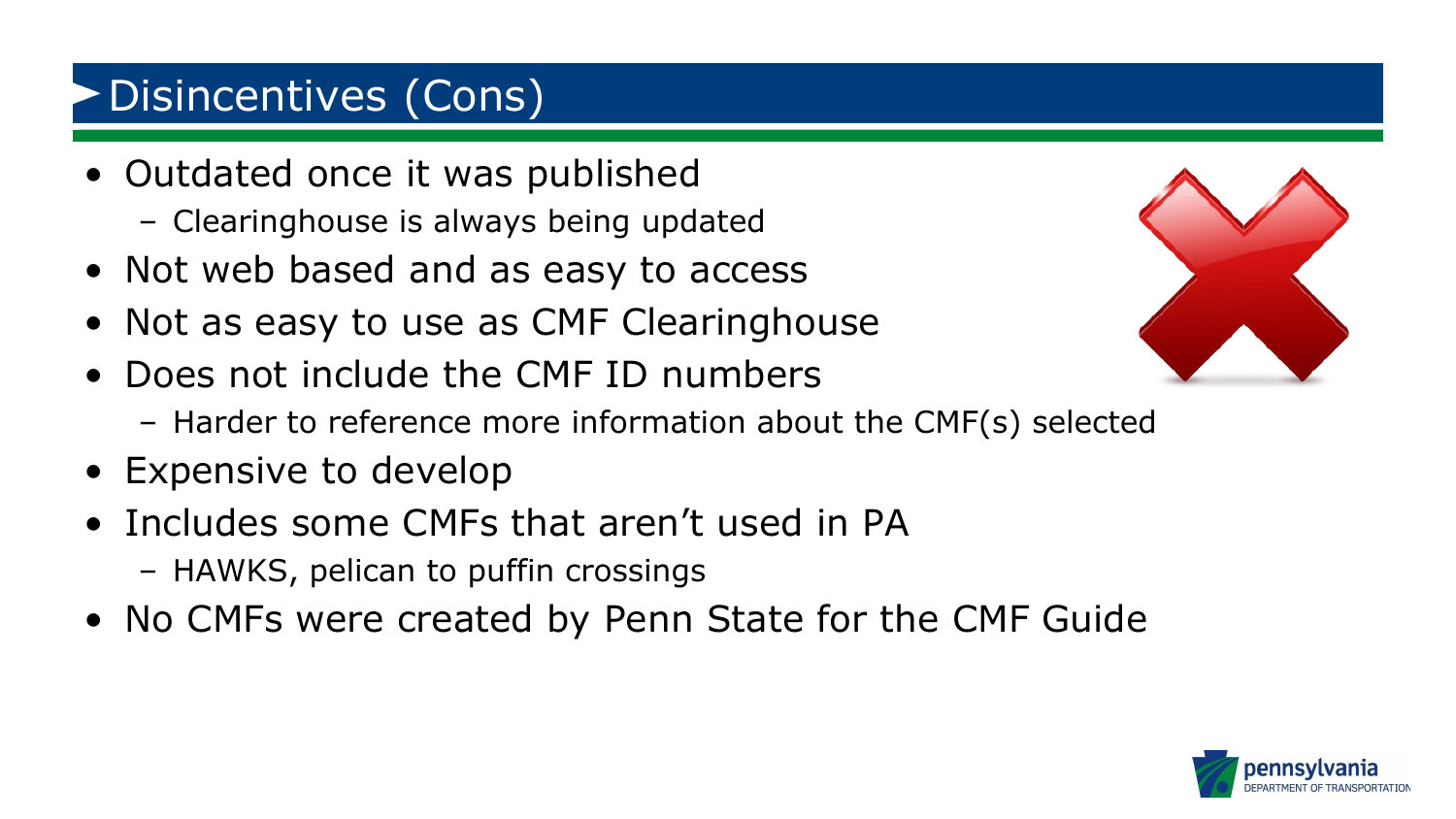# Disincentives (Cons)

- Outdated once it was published
  - Clearinghouse is always being updated
- Not web based and as easy to access
- Not as easy to use as CMF Clearinghouse
- Does not include the CMF ID numbers
  - Harder to reference more information about the CMF(s) selected
- Expensive to develop
- Includes some CMFs that aren't used in PA
  - HAWKS, pelican to puffin crossings
- No CMFs were created by Penn State for the CMF Guide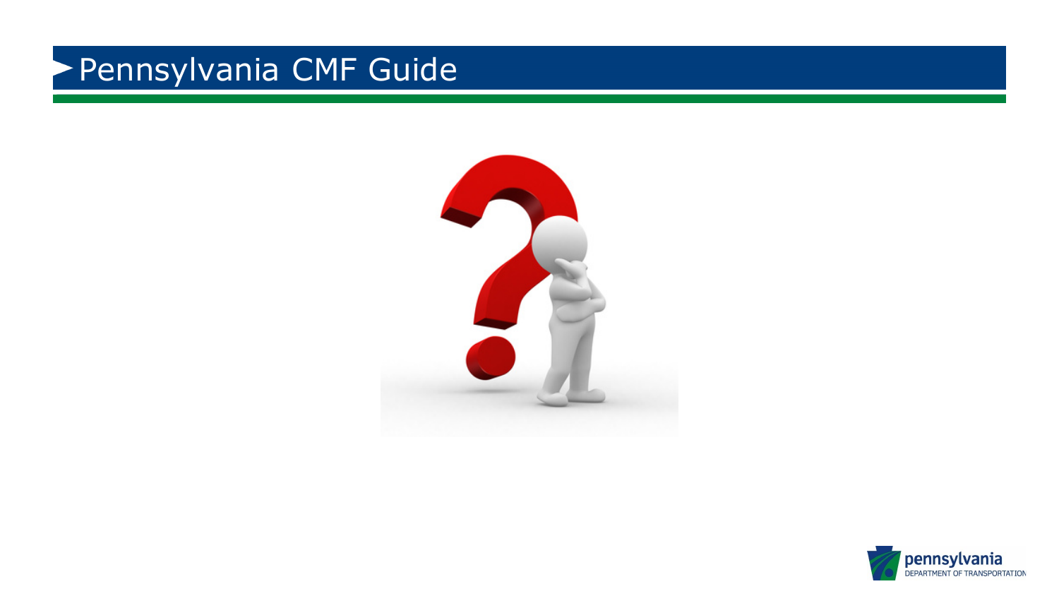# Pennsylvania CMF Guide